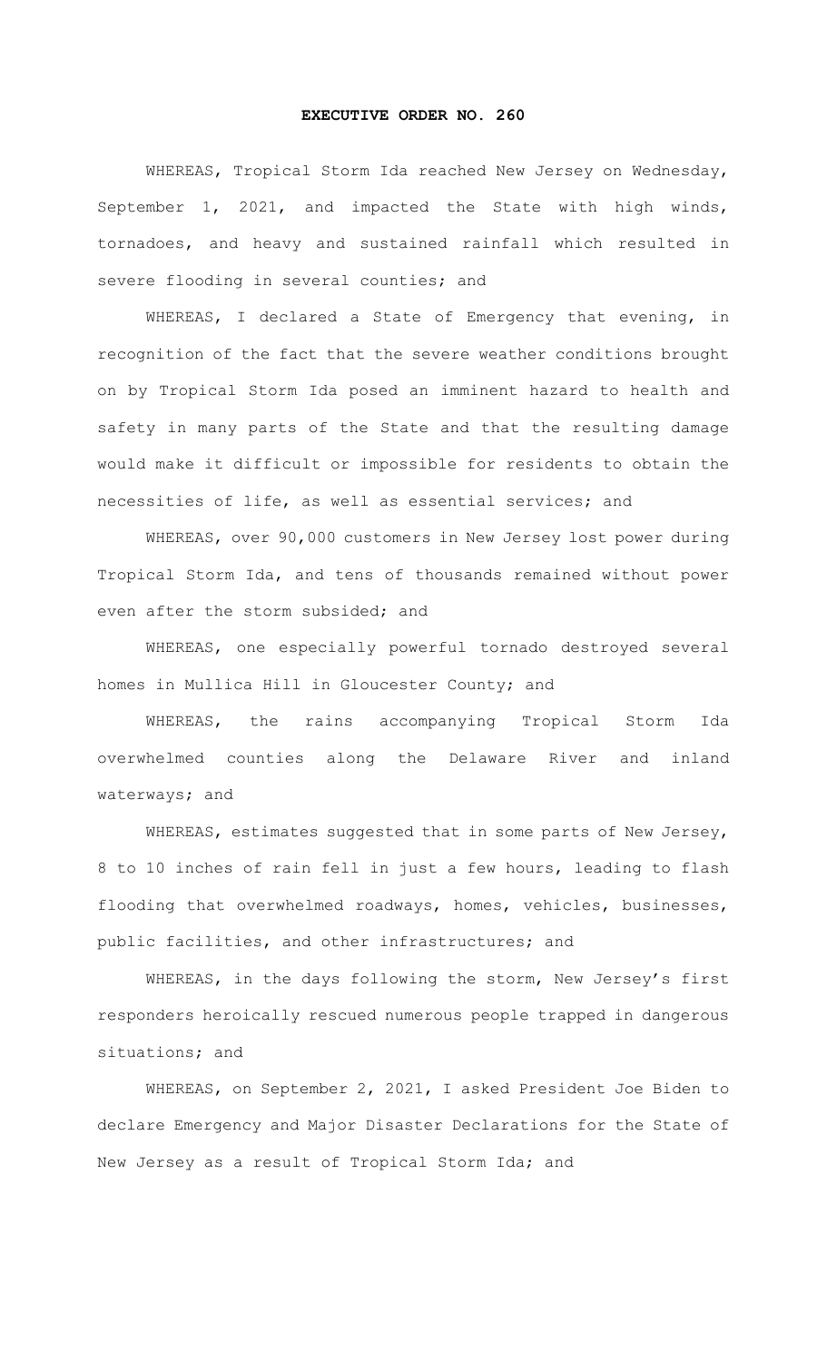# EXECUTIVE ORDER NO. 260

WHEREAS, Tropical Storm Ida reached New Jersey on Wednesday, September 1, 2021, and impacted the State with high winds, tornadoes, and heavy and sustained rainfall which resulted in severe flooding in several counties; and

WHEREAS, I declared a State of Emergency that evening, in recognition of the fact that the severe weather conditions brought on by Tropical Storm Ida posed an imminent hazard to health and safety in many parts of the State and that the resulting damage would make it difficult or impossible for residents to obtain the necessities of life, as well as essential services; and

WHEREAS, over 90,000 customers in New Jersey lost power during Tropical Storm Ida, and tens of thousands remained without power even after the storm subsided; and

WHEREAS, one especially powerful tornado destroyed several homes in Mullica Hill in Gloucester County; and

WHEREAS, the rains accompanying Tropical Storm Ida overwhelmed counties along the Delaware River and inland waterways; and

WHEREAS, estimates suggested that in some parts of New Jersey, 8 to 10 inches of rain fell in just a few hours, leading to flash flooding that overwhelmed roadways, homes, vehicles, businesses, public facilities, and other infrastructures; and

WHEREAS, in the days following the storm, New Jersey's first responders heroically rescued numerous people trapped in dangerous situations; and

WHEREAS, on September 2, 2021, I asked President Joe Biden to declare Emergency and Major Disaster Declarations for the State of New Jersey as a result of Tropical Storm Ida; and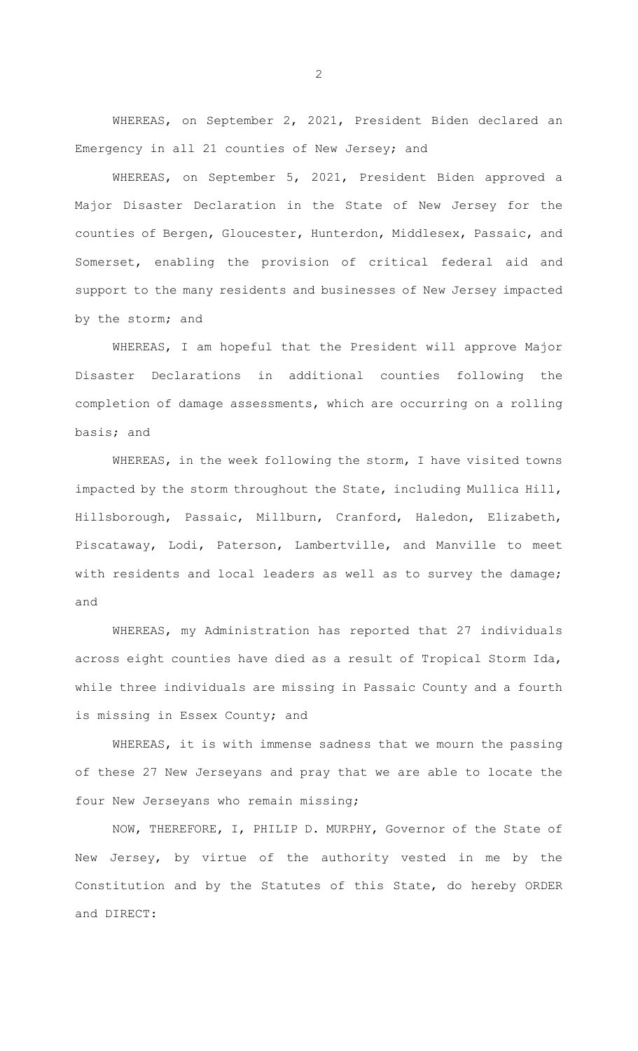WHEREAS, on September 2, 2021, President Biden declared an Emergency in all 21 counties of New Jersey; and

WHEREAS, on September 5, 2021, President Biden approved a Major Disaster Declaration in the State of New Jersey for the counties of Bergen, Gloucester, Hunterdon, Middlesex, Passaic, and Somerset, enabling the provision of critical federal aid and support to the many residents and businesses of New Jersey impacted by the storm; and

WHEREAS, I am hopeful that the President will approve Major Disaster Declarations in additional counties following the completion of damage assessments, which are occurring on a rolling basis; and

WHEREAS, in the week following the storm, I have visited towns impacted by the storm throughout the State, including Mullica Hill, Hillsborough, Passaic, Millburn, Cranford, Haledon, Elizabeth, Piscataway, Lodi, Paterson, Lambertville, and Manville to meet with residents and local leaders as well as to survey the damage; and

WHEREAS, my Administration has reported that 27 individuals across eight counties have died as a result of Tropical Storm Ida, while three individuals are missing in Passaic County and a fourth is missing in Essex County; and

WHEREAS, it is with immense sadness that we mourn the passing of these 27 New Jerseyans and pray that we are able to locate the four New Jerseyans who remain missing;

NOW, THEREFORE, I, PHILIP D. MURPHY, Governor of the State of New Jersey, by virtue of the authority vested in me by the Constitution and by the Statutes of this State, do hereby ORDER and DIRECT: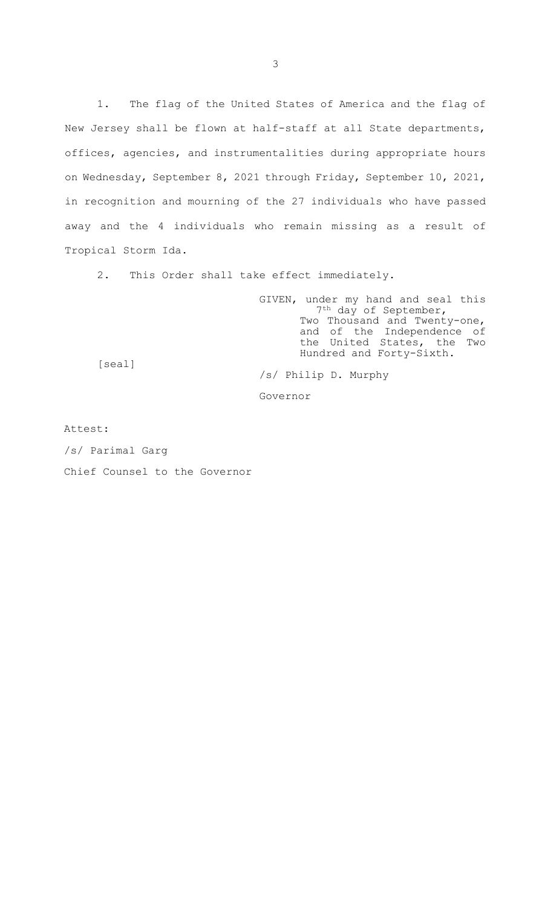1. The flag of the United States of America and the flag of New Jersey shall be flown at half-staff at all State departments, offices, agencies, and instrumentalities during appropriate hours on Wednesday, September 8, 2021 through Friday, September 10, 2021, in recognition and mourning of the 27 individuals who have passed away and the 4 individuals who remain missing as a result of Tropical Storm Ida.

2. This Order shall take effect immediately.

GIVEN, under my hand and seal this 7th day of September, Two Thousand and Twenty-one, and of the Independence of the United States, the Two Hundred and Forty-Sixth.

[seal]

/s/ Philip D. Murphy

Governor

Attest:

/s/ Parimal Garg

Chief Counsel to the Governor